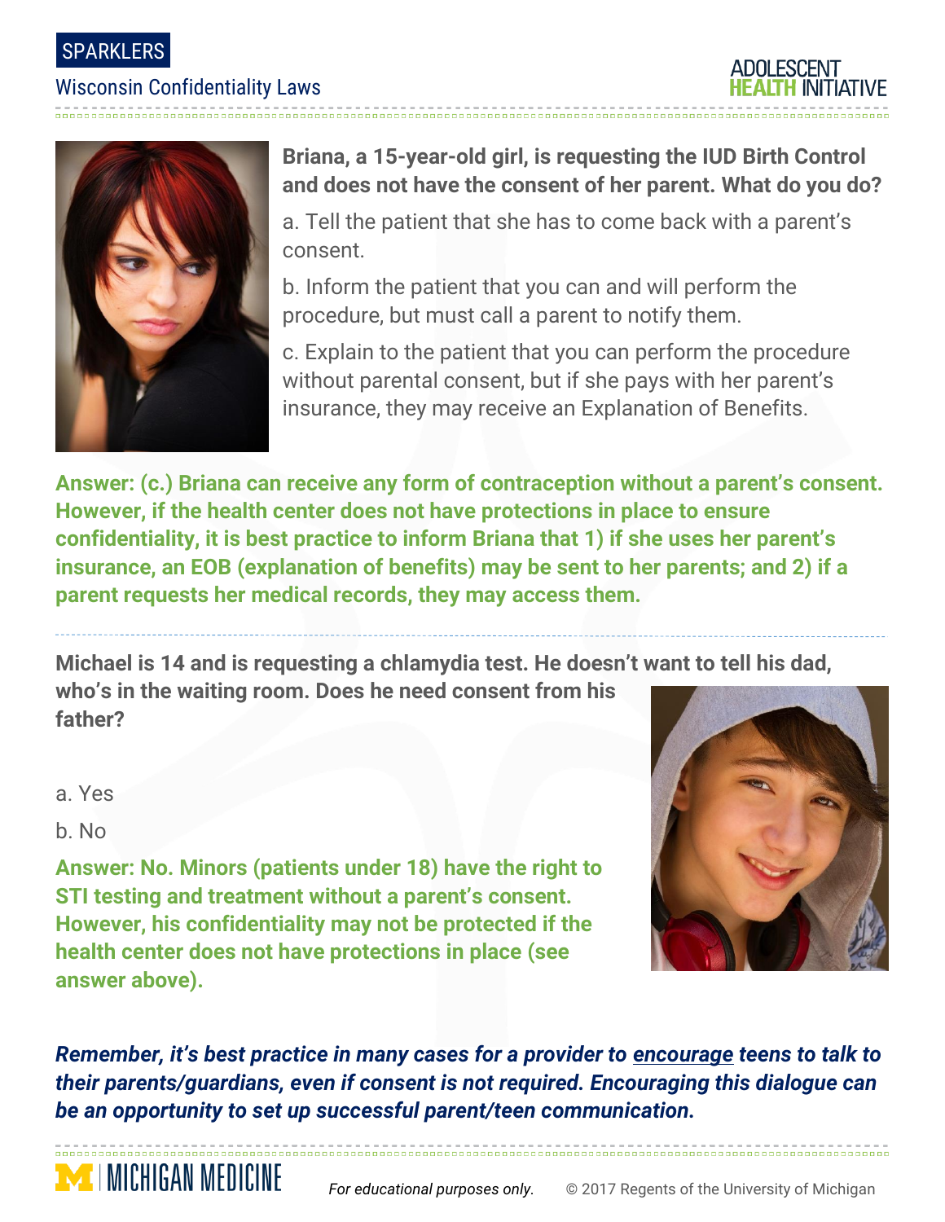SPARKLERS

# Wisconsin Confidentiality Laws

ADOLESCENT HEALTH INITIATIVE

**Briana, a 15-year-old girl, is requesting the IUD Birth Control and does not have the consent of her parent. What do you do?**

a. Tell the patient that she has to come back with a parent's consent.

b. Inform the patient that you can and will perform the procedure, but must call a parent to notify them.

c. Explain to the patient that you can perform the procedure without parental consent, but if she pays with her parent's insurance, they may receive an Explanation of Benefits.

**Answer: (c.) Briana can receive any form of contraception without a parent's consent. However, if the health center does not have protections in place to ensure confidentiality, it is best practice to inform Briana that 1) if she uses her parent's insurance, an EOB (explanation of benefits) may be sent to her parents; and 2) if a parent requests her medical records, they may access them.**

---

**Michael is 14 and is requesting a chlamydia test. He doesn't want to tell his dad, who's in the waiting room. Does he need consent from his father?**

a. Yes

b. No

**Answer: No. Minors (patients under 18) have the right to STI testing and treatment without a parent's consent. However, his confidentiality may not be protected if the health center does not have protections in place (see answer above).**

***Remember, it's best practice in many cases for a provider to encourage teens to talk to their parents/guardians, even if consent is not required. Encouraging this dialogue can be an opportunity to set up successful parent/teen communication.***

MICHIGAN MEDICINE

*For educational purposes only.* © 2017 Regents of the University of Michigan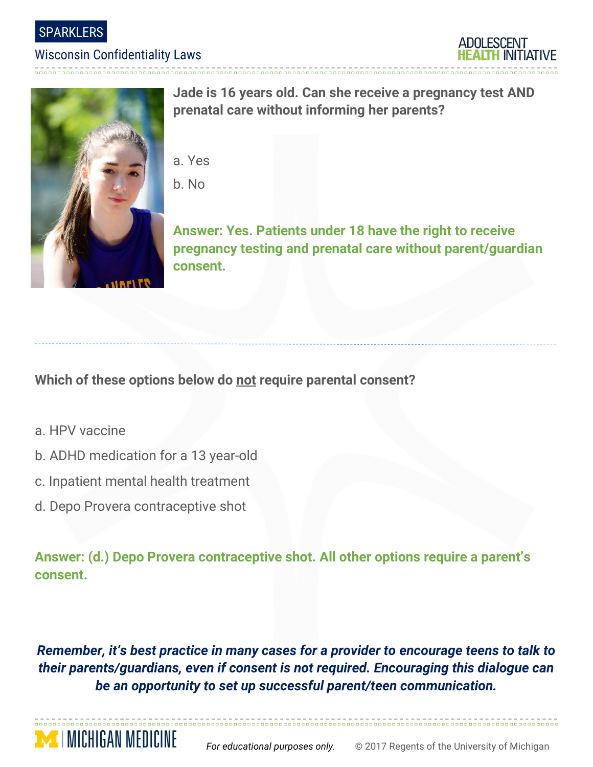Jade is 16 years old. Can she receive a pregnancy test AND prenatal care without informing her parents?

a. Yes

b. No

**Answer: Yes. Patients under 18 have the right to receive pregnancy testing and prenatal care without parent/guardian consent.**

---

**Which of these options below do <u>not</u> require parental consent?**

a. HPV vaccine

b. ADHD medication for a 13 year-old

c. Inpatient mental health treatment

d. Depo Provera contraceptive shot

**Answer: (d.) Depo Provera contraceptive shot. All other options require a parent's consent.**

***Remember, it's best practice in many cases for a provider to encourage teens to talk to their parents/guardians, even if consent is not required. Encouraging this dialogue can be an opportunity to set up successful parent/teen communication.***

*For educational purposes only.* © 2017 Regents of the University of Michigan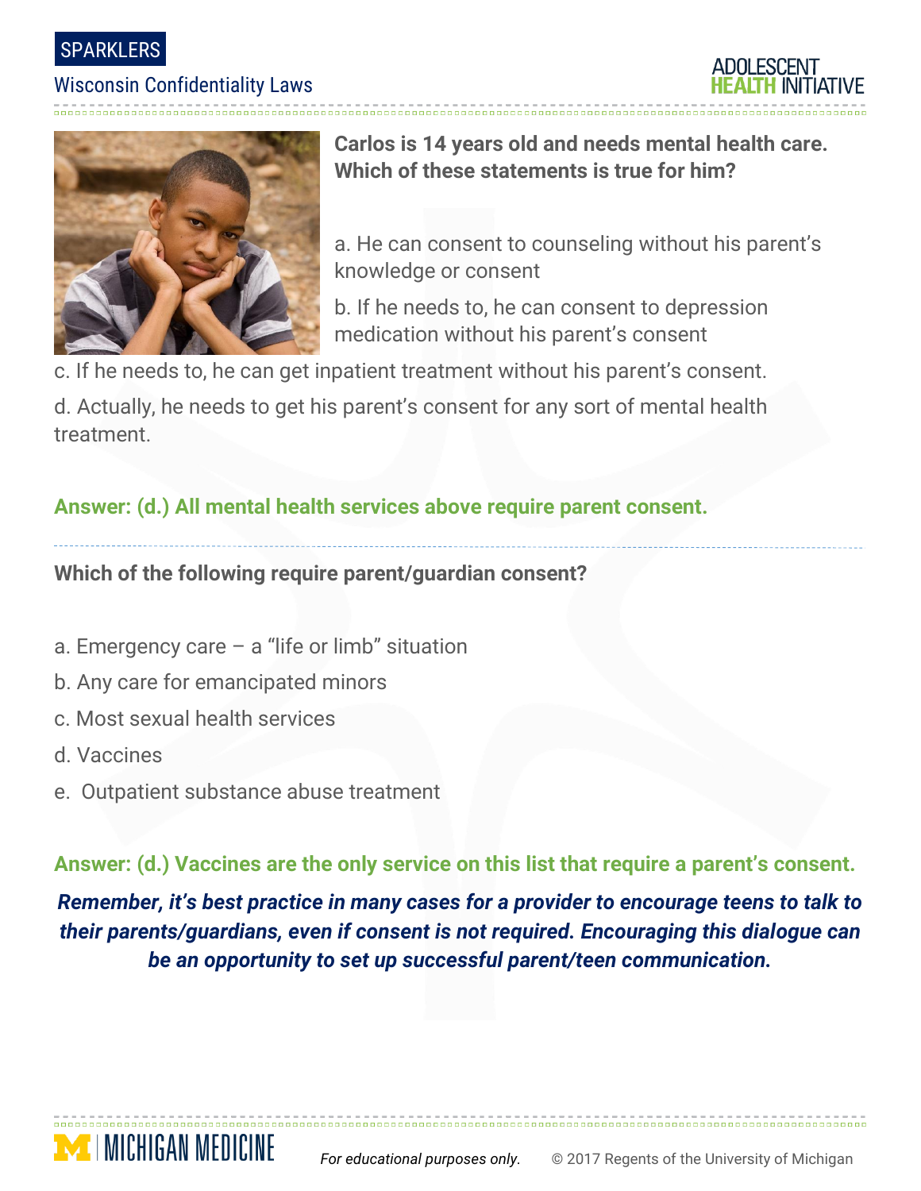**Carlos is 14 years old and needs mental health care. Which of these statements is true for him?**

a. He can consent to counseling without his parent's knowledge or consent

b. If he needs to, he can consent to depression medication without his parent's consent

c. If he needs to, he can get inpatient treatment without his parent's consent.

d. Actually, he needs to get his parent's consent for any sort of mental health treatment.

**Answer: (d.) All mental health services above require parent consent.**

---

**Which of the following require parent/guardian consent?**

a. Emergency care – a "life or limb" situation

b. Any care for emancipated minors

c. Most sexual health services

d. Vaccines

e. Outpatient substance abuse treatment

**Answer: (d.) Vaccines are the only service on this list that require a parent's consent.**

***Remember, it's best practice in many cases for a provider to encourage teens to talk to their parents/guardians, even if consent is not required. Encouraging this dialogue can be an opportunity to set up successful parent/teen communication.***

*For educational purposes only.* © 2017 Regents of the University of Michigan